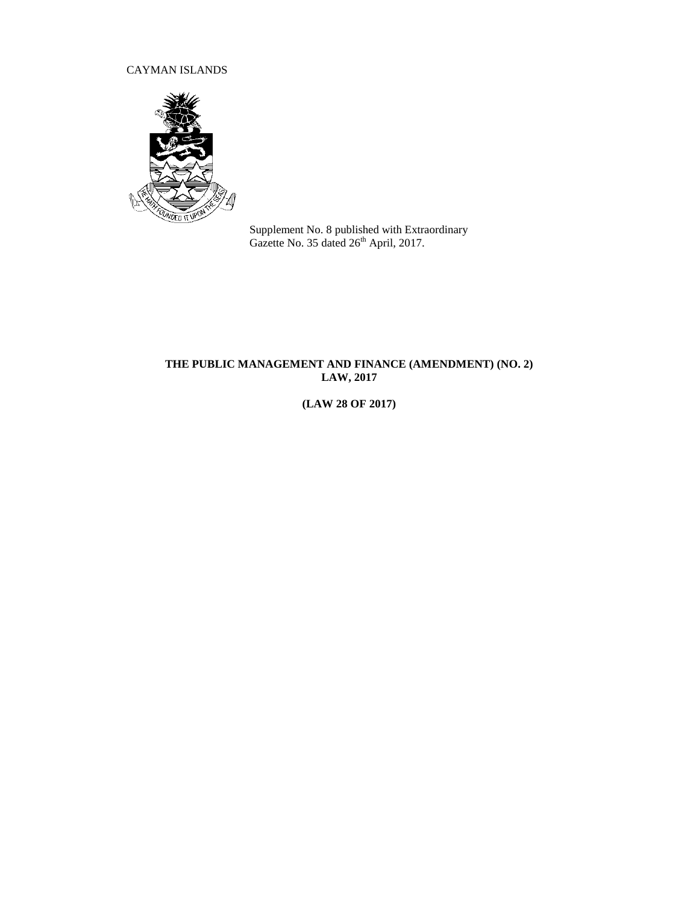CAYMAN ISLANDS

Supplement No. 8 published with Extraordinary Gazette No. 35 dated 26th April, 2017.

**THE PUBLIC MANAGEMENT AND FINANCE (AMENDMENT) (NO. 2) LAW, 2017**

**(LAW 28 OF 2017)**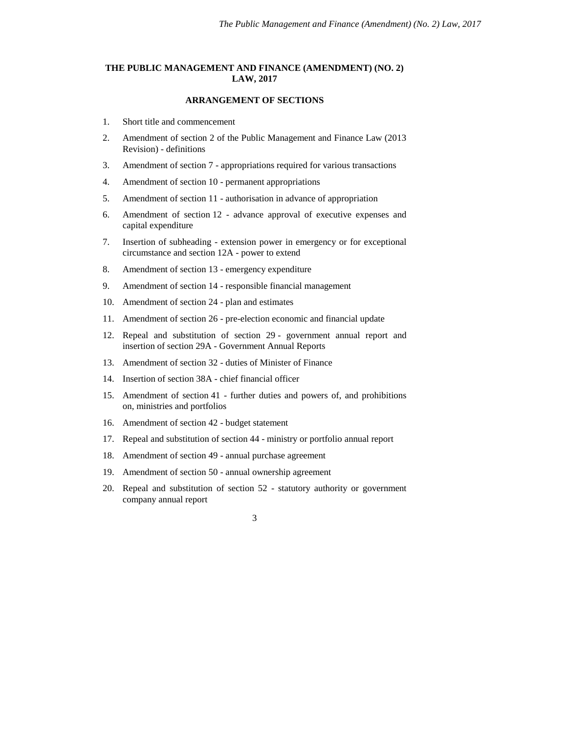# THE PUBLIC MANAGEMENT AND FINANCE (AMENDMENT) (NO. 2) LAW, 2017

## ARRANGEMENT OF SECTIONS

1. Short title and commencement
2. Amendment of section 2 of the Public Management and Finance Law (2013 Revision) - definitions
3. Amendment of section 7 - appropriations required for various transactions
4. Amendment of section 10 - permanent appropriations
5. Amendment of section 11 - authorisation in advance of appropriation
6. Amendment of section 12 - advance approval of executive expenses and capital expenditure
7. Insertion of subheading - extension power in emergency or for exceptional circumstance and section 12A - power to extend
8. Amendment of section 13 - emergency expenditure
9. Amendment of section 14 - responsible financial management
10. Amendment of section 24 - plan and estimates
11. Amendment of section 26 - pre-election economic and financial update
12. Repeal and substitution of section 29 - government annual report and insertion of section 29A - Government Annual Reports
13. Amendment of section 32 - duties of Minister of Finance
14. Insertion of section 38A - chief financial officer
15. Amendment of section 41 - further duties and powers of, and prohibitions on, ministries and portfolios
16. Amendment of section 42 - budget statement
17. Repeal and substitution of section 44 - ministry or portfolio annual report
18. Amendment of section 49 - annual purchase agreement
19. Amendment of section 50 - annual ownership agreement
20. Repeal and substitution of section 52 - statutory authority or government company annual report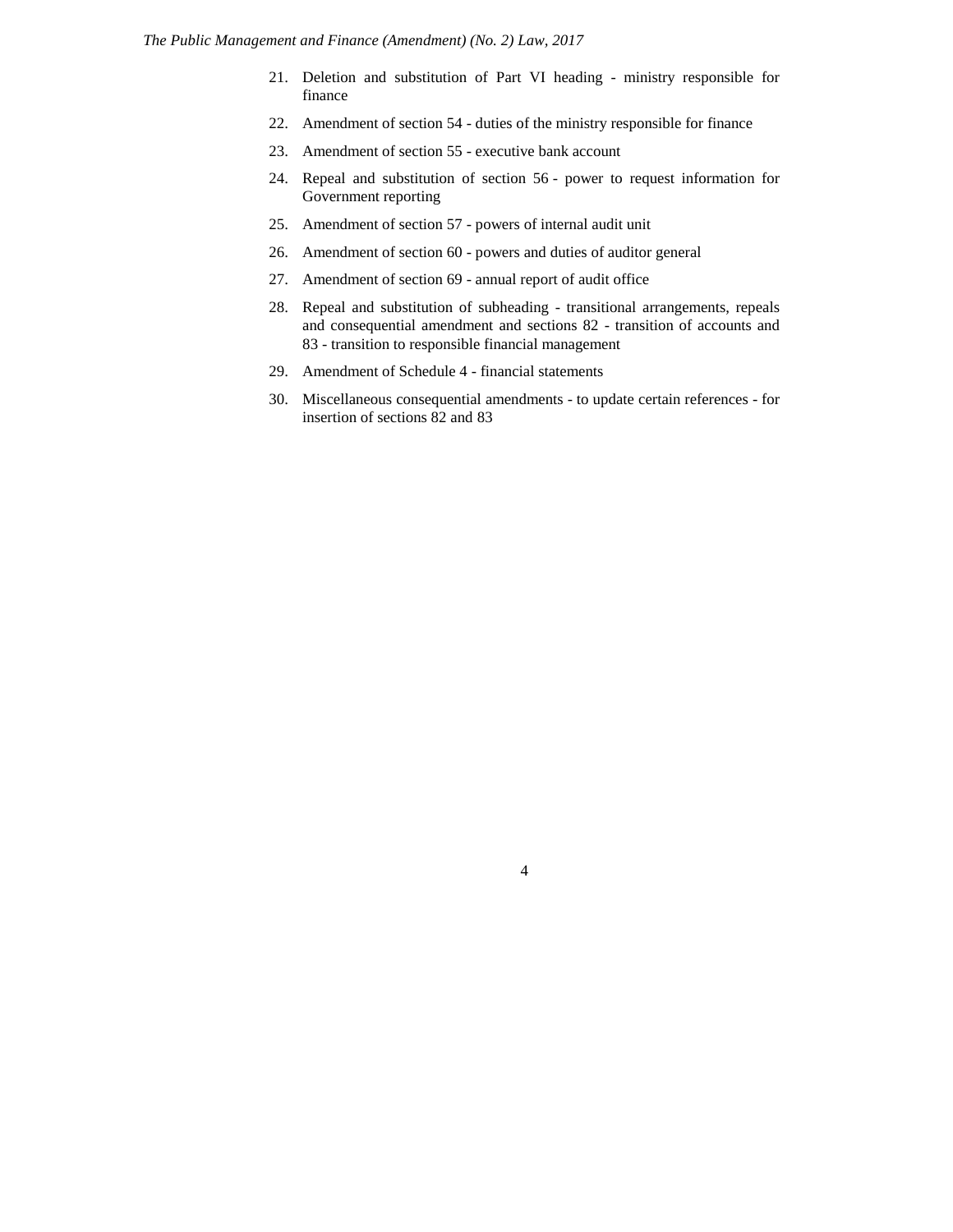21. Deletion and substitution of Part VI heading - ministry responsible for finance
22. Amendment of section 54 - duties of the ministry responsible for finance
23. Amendment of section 55 - executive bank account
24. Repeal and substitution of section 56 - power to request information for Government reporting
25. Amendment of section 57 - powers of internal audit unit
26. Amendment of section 60 - powers and duties of auditor general
27. Amendment of section 69 - annual report of audit office
28. Repeal and substitution of subheading - transitional arrangements, repeals and consequential amendment and sections 82 - transition of accounts and 83 - transition to responsible financial management
29. Amendment of Schedule 4 - financial statements
30. Miscellaneous consequential amendments - to update certain references - for insertion of sections 82 and 83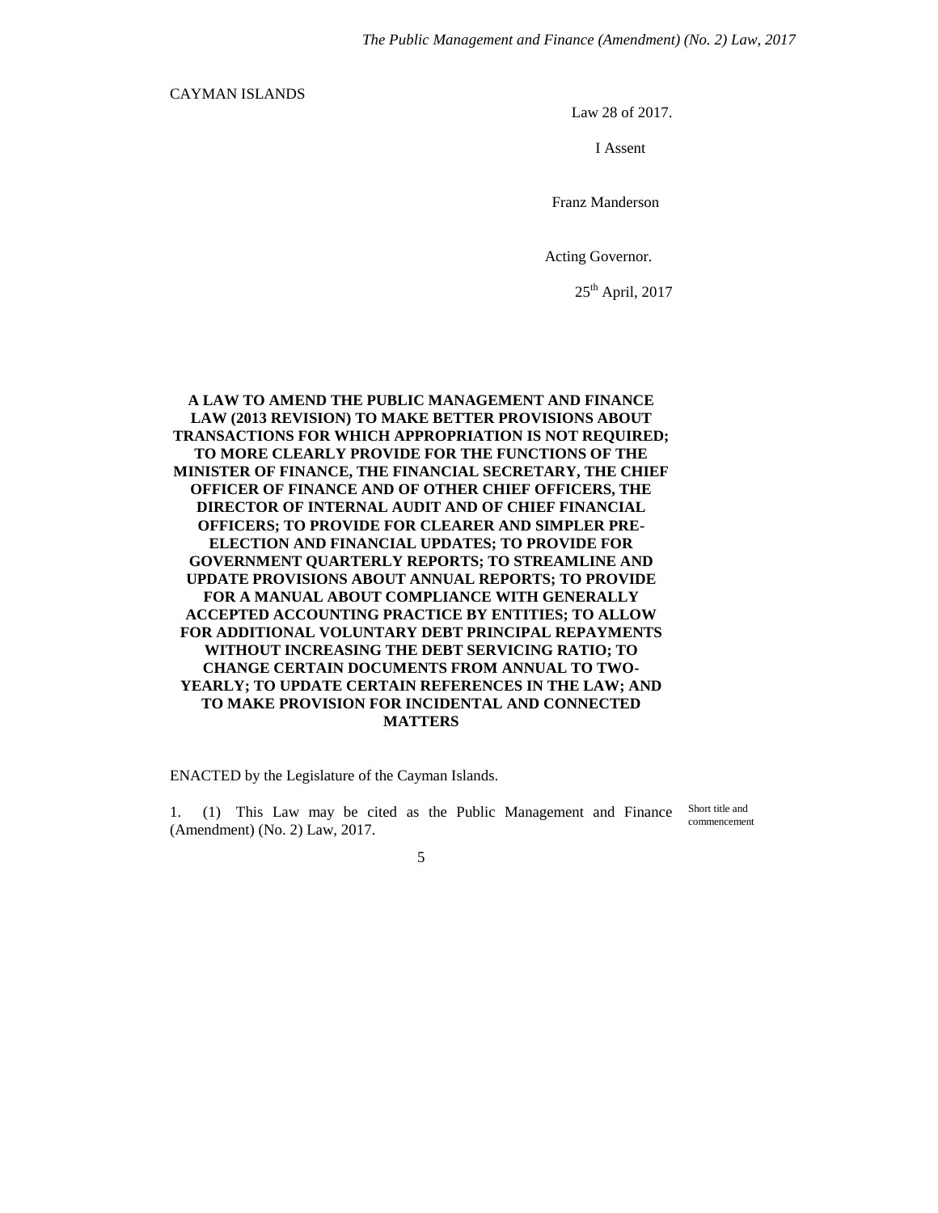CAYMAN ISLANDS

Law 28 of 2017.

I Assent

Franz Manderson

Acting Governor.

25th April, 2017

**A LAW TO AMEND THE PUBLIC MANAGEMENT AND FINANCE LAW (2013 REVISION) TO MAKE BETTER PROVISIONS ABOUT TRANSACTIONS FOR WHICH APPROPRIATION IS NOT REQUIRED; TO MORE CLEARLY PROVIDE FOR THE FUNCTIONS OF THE MINISTER OF FINANCE, THE FINANCIAL SECRETARY, THE CHIEF OFFICER OF FINANCE AND OF OTHER CHIEF OFFICERS, THE DIRECTOR OF INTERNAL AUDIT AND OF CHIEF FINANCIAL OFFICERS; TO PROVIDE FOR CLEARER AND SIMPLER PRE-ELECTION AND FINANCIAL UPDATES; TO PROVIDE FOR GOVERNMENT QUARTERLY REPORTS; TO STREAMLINE AND UPDATE PROVISIONS ABOUT ANNUAL REPORTS; TO PROVIDE FOR A MANUAL ABOUT COMPLIANCE WITH GENERALLY ACCEPTED ACCOUNTING PRACTICE BY ENTITIES; TO ALLOW FOR ADDITIONAL VOLUNTARY DEBT PRINCIPAL REPAYMENTS WITHOUT INCREASING THE DEBT SERVICING RATIO; TO CHANGE CERTAIN DOCUMENTS FROM ANNUAL TO TWO-YEARLY; TO UPDATE CERTAIN REFERENCES IN THE LAW; AND TO MAKE PROVISION FOR INCIDENTAL AND CONNECTED MATTERS**

ENACTED by the Legislature of the Cayman Islands.

Short title and commencement

1. (1) This Law may be cited as the Public Management and Finance (Amendment) (No. 2) Law, 2017.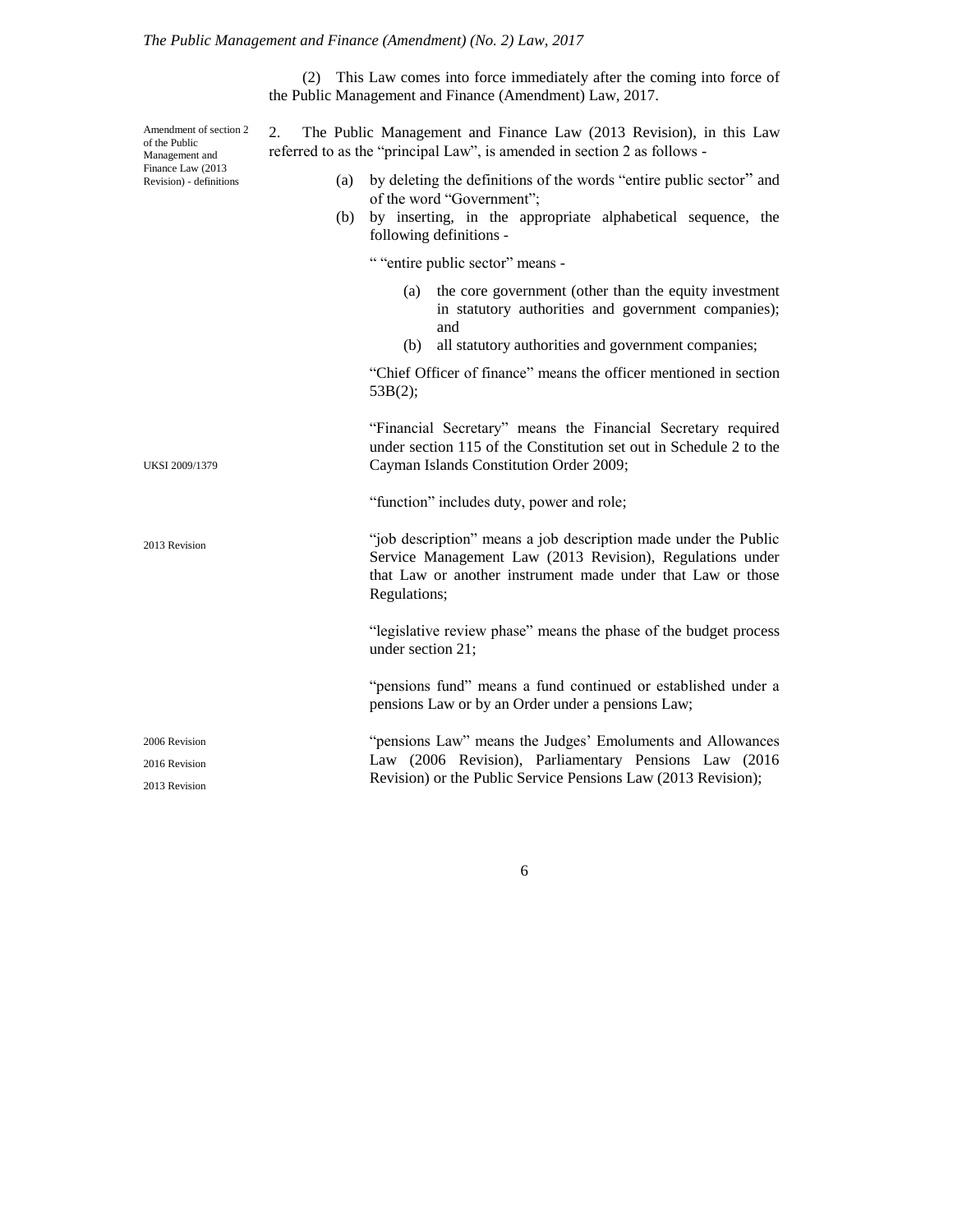(2) This Law comes into force immediately after the coming into force of the Public Management and Finance (Amendment) Law, 2017.

Amendment of section 2 of the Public Management and Finance Law (2013 Revision) - definitions

2. The Public Management and Finance Law (2013 Revision), in this Law referred to as the "principal Law", is amended in section 2 as follows -

(a) by deleting the definitions of the words "entire public sector" and of the word "Government";

(b) by inserting, in the appropriate alphabetical sequence, the following definitions -

" "entire public sector" means -

(a) the core government (other than the equity investment in statutory authorities and government companies); and

(b) all statutory authorities and government companies;

"Chief Officer of finance" means the officer mentioned in section 53B(2);

"Financial Secretary" means the Financial Secretary required under section 115 of the Constitution set out in Schedule 2 to the Cayman Islands Constitution Order 2009;

UKSI 2009/1379

"function" includes duty, power and role;

2013 Revision

"job description" means a job description made under the Public Service Management Law (2013 Revision), Regulations under that Law or another instrument made under that Law or those Regulations;

"legislative review phase" means the phase of the budget process under section 21;

"pensions fund" means a fund continued or established under a pensions Law or by an Order under a pensions Law;

2006 Revision
2016 Revision
2013 Revision

"pensions Law" means the Judges' Emoluments and Allowances Law (2006 Revision), Parliamentary Pensions Law (2016 Revision) or the Public Service Pensions Law (2013 Revision);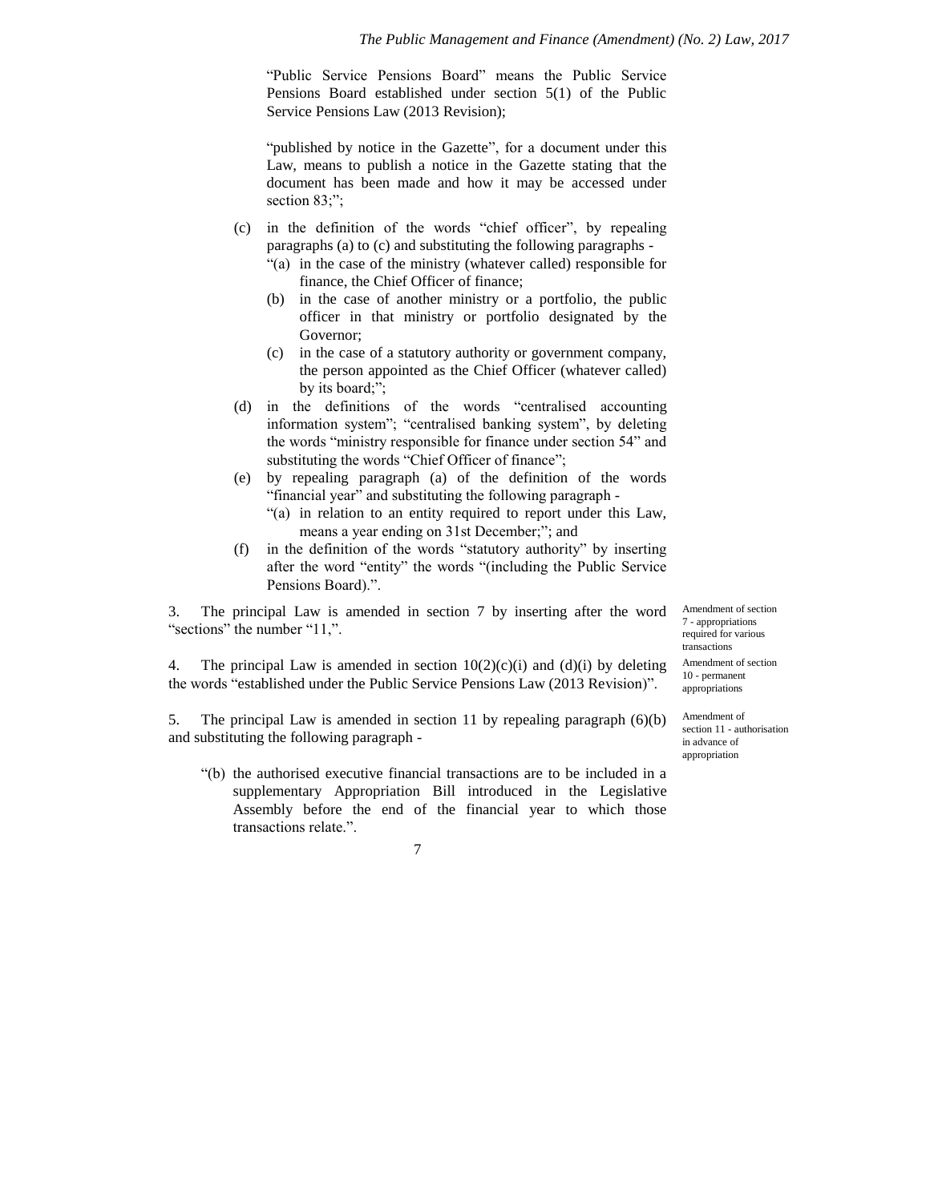"Public Service Pensions Board" means the Public Service Pensions Board established under section 5(1) of the Public Service Pensions Law (2013 Revision);

"published by notice in the Gazette", for a document under this Law, means to publish a notice in the Gazette stating that the document has been made and how it may be accessed under section 83;";

(c) in the definition of the words "chief officer", by repealing paragraphs (a) to (c) and substituting the following paragraphs -

"(a) in the case of the ministry (whatever called) responsible for finance, the Chief Officer of finance;

(b) in the case of another ministry or a portfolio, the public officer in that ministry or portfolio designated by the Governor;

(c) in the case of a statutory authority or government company, the person appointed as the Chief Officer (whatever called) by its board;";

(d) in the definitions of the words "centralised accounting information system"; "centralised banking system", by deleting the words "ministry responsible for finance under section 54" and substituting the words "Chief Officer of finance";

(e) by repealing paragraph (a) of the definition of the words "financial year" and substituting the following paragraph -

"(a) in relation to an entity required to report under this Law, means a year ending on 31st December;"; and

(f) in the definition of the words "statutory authority" by inserting after the word "entity" the words "(including the Public Service Pensions Board).".

*Amendment of section 7 - appropriations required for various transactions*

3. The principal Law is amended in section 7 by inserting after the word "sections" the number "11,".

*Amendment of section 10 - permanent appropriations*

4. The principal Law is amended in section 10(2)(c)(i) and (d)(i) by deleting the words "established under the Public Service Pensions Law (2013 Revision)".

*Amendment of section 11 - authorisation in advance of appropriation*

5. The principal Law is amended in section 11 by repealing paragraph (6)(b) and substituting the following paragraph -

"(b) the authorised executive financial transactions are to be included in a supplementary Appropriation Bill introduced in the Legislative Assembly before the end of the financial year to which those transactions relate.".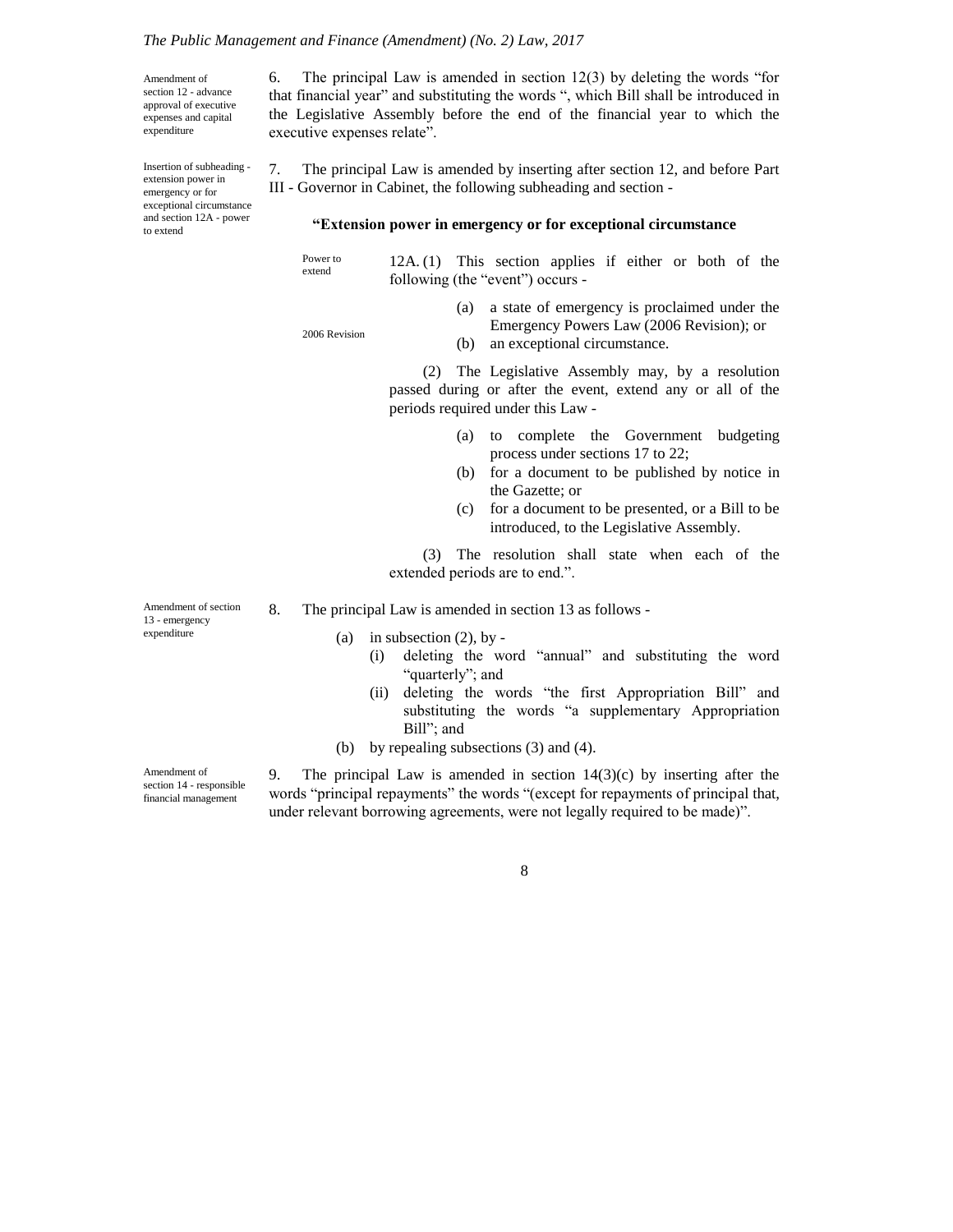Amendment of section 12 - advance approval of executive expenses and capital expenditure

6. The principal Law is amended in section 12(3) by deleting the words "for that financial year" and substituting the words ", which Bill shall be introduced in the Legislative Assembly before the end of the financial year to which the executive expenses relate".

Insertion of subheading - extension power in emergency or for exceptional circumstance and section 12A - power to extend

7. The principal Law is amended by inserting after section 12, and before Part III - Governor in Cabinet, the following subheading and section -

**"Extension power in emergency or for exceptional circumstance**

Power to extend

12A. (1) This section applies if either or both of the following (the "event") occurs -

(a) a state of emergency is proclaimed under the Emergency Powers Law (2006 Revision); or

2006 Revision

(b) an exceptional circumstance.

(2) The Legislative Assembly may, by a resolution passed during or after the event, extend any or all of the periods required under this Law -

(a) to complete the Government budgeting process under sections 17 to 22;

(b) for a document to be published by notice in the Gazette; or

(c) for a document to be presented, or a Bill to be introduced, to the Legislative Assembly.

(3) The resolution shall state when each of the extended periods are to end.".

Amendment of section 13 - emergency expenditure

8. The principal Law is amended in section 13 as follows -

(a) in subsection (2), by -

(i) deleting the word "annual" and substituting the word "quarterly"; and

(ii) deleting the words "the first Appropriation Bill" and substituting the words "a supplementary Appropriation Bill"; and

(b) by repealing subsections (3) and (4).

Amendment of section 14 - responsible financial management

9. The principal Law is amended in section 14(3)(c) by inserting after the words "principal repayments" the words "(except for repayments of principal that, under relevant borrowing agreements, were not legally required to be made)".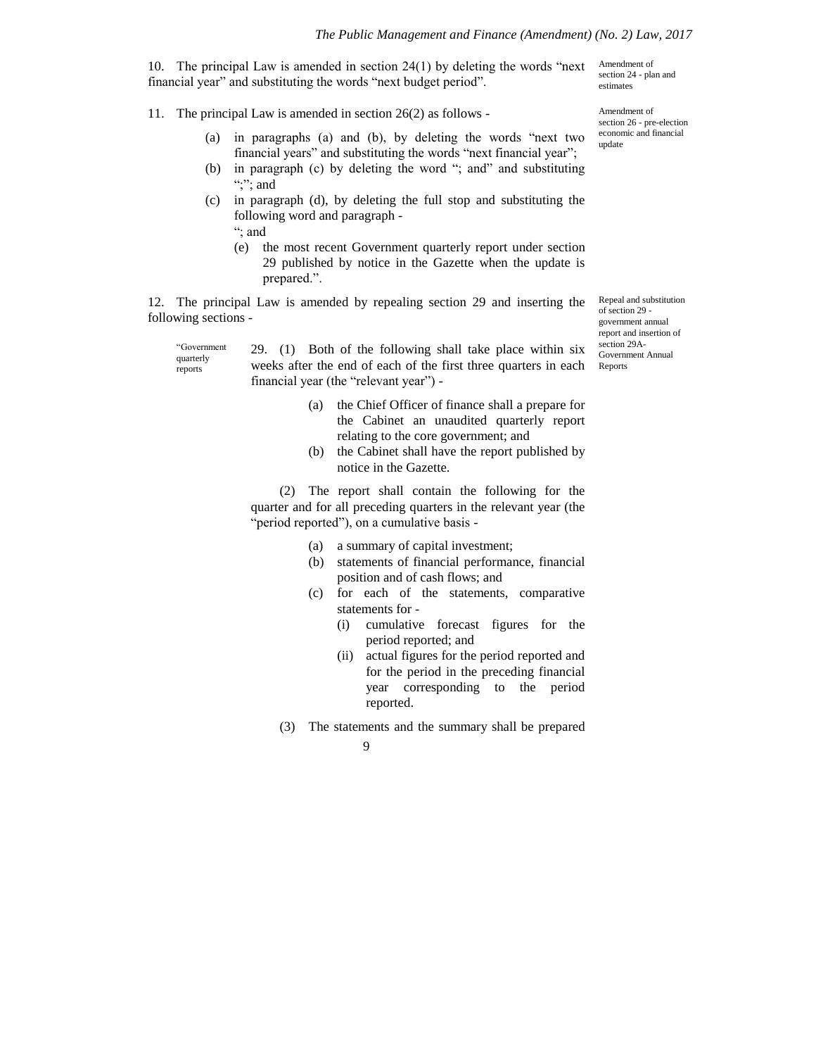10. The principal Law is amended in section 24(1) by deleting the words "next financial year" and substituting the words "next budget period".

Amendment of section 24 - plan and estimates

11. The principal Law is amended in section 26(2) as follows -

Amendment of section 26 - pre-election economic and financial update

(a) in paragraphs (a) and (b), by deleting the words "next two financial years" and substituting the words "next financial year";

(b) in paragraph (c) by deleting the word "; and" and substituting ";"; and

(c) in paragraph (d), by deleting the full stop and substituting the following word and paragraph -

"; and

(e) the most recent Government quarterly report under section 29 published by notice in the Gazette when the update is prepared.".

12. The principal Law is amended by repealing section 29 and inserting the following sections -

Repeal and substitution of section 29 - government annual report and insertion of section 29A- Government Annual Reports

"Government quarterly reports

29. (1) Both of the following shall take place within six weeks after the end of each of the first three quarters in each financial year (the "relevant year") -

(a) the Chief Officer of finance shall a prepare for the Cabinet an unaudited quarterly report relating to the core government; and

(b) the Cabinet shall have the report published by notice in the Gazette.

(2) The report shall contain the following for the quarter and for all preceding quarters in the relevant year (the "period reported"), on a cumulative basis -

(a) a summary of capital investment;

(b) statements of financial performance, financial position and of cash flows; and

(c) for each of the statements, comparative statements for -

(i) cumulative forecast figures for the period reported; and

(ii) actual figures for the period reported and for the period in the preceding financial year corresponding to the period reported.

(3) The statements and the summary shall be prepared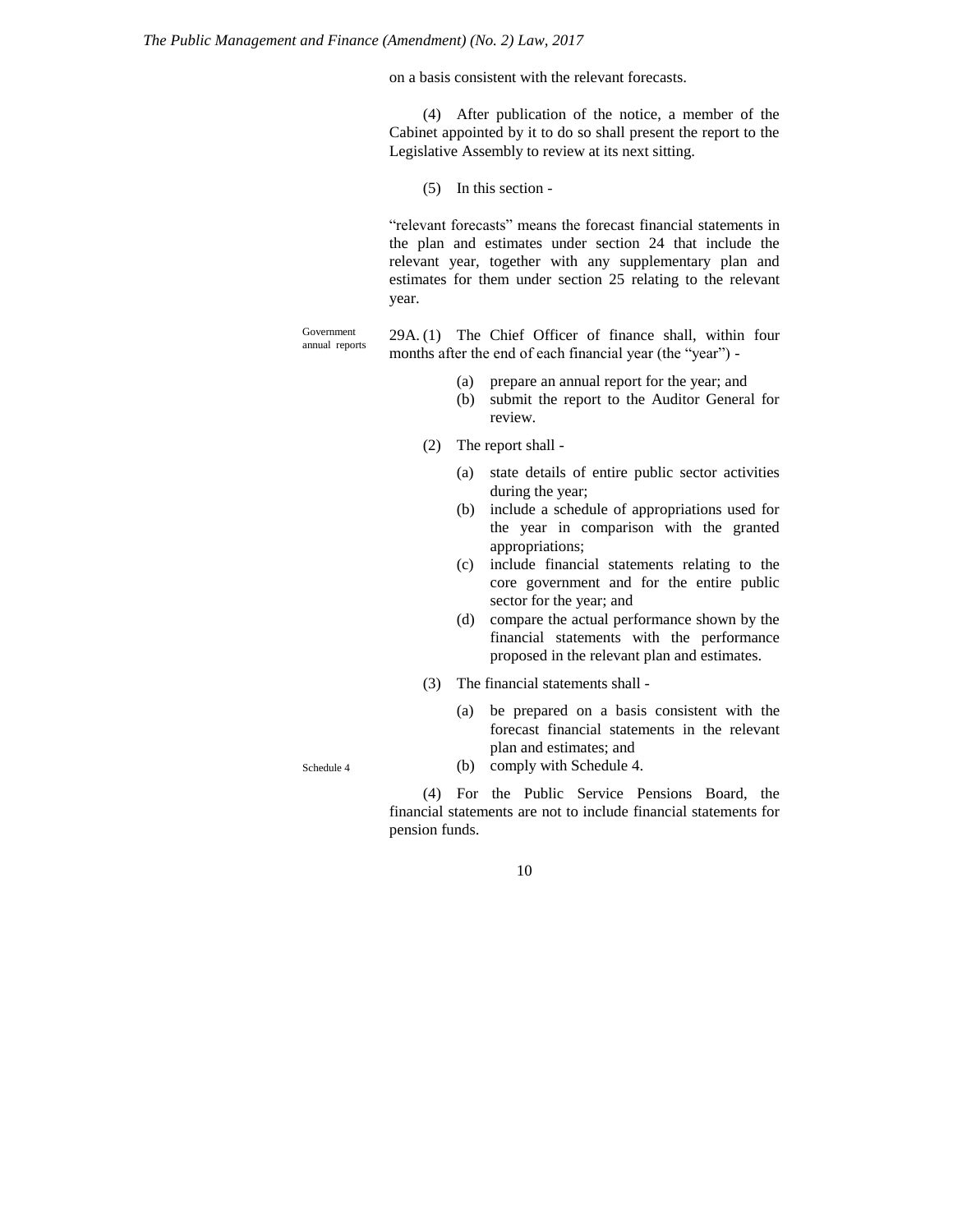on a basis consistent with the relevant forecasts.

(4) After publication of the notice, a member of the Cabinet appointed by it to do so shall present the report to the Legislative Assembly to review at its next sitting.

(5) In this section -

"relevant forecasts" means the forecast financial statements in the plan and estimates under section 24 that include the relevant year, together with any supplementary plan and estimates for them under section 25 relating to the relevant year.

Government annual reports

29A. (1) The Chief Officer of finance shall, within four months after the end of each financial year (the "year") -

(a) prepare an annual report for the year; and
(b) submit the report to the Auditor General for review.

(2) The report shall -

(a) state details of entire public sector activities during the year;
(b) include a schedule of appropriations used for the year in comparison with the granted appropriations;
(c) include financial statements relating to the core government and for the entire public sector for the year; and
(d) compare the actual performance shown by the financial statements with the performance proposed in the relevant plan and estimates.

(3) The financial statements shall -

(a) be prepared on a basis consistent with the forecast financial statements in the relevant plan and estimates; and
(b) comply with Schedule 4.

Schedule 4

(4) For the Public Service Pensions Board, the financial statements are not to include financial statements for pension funds.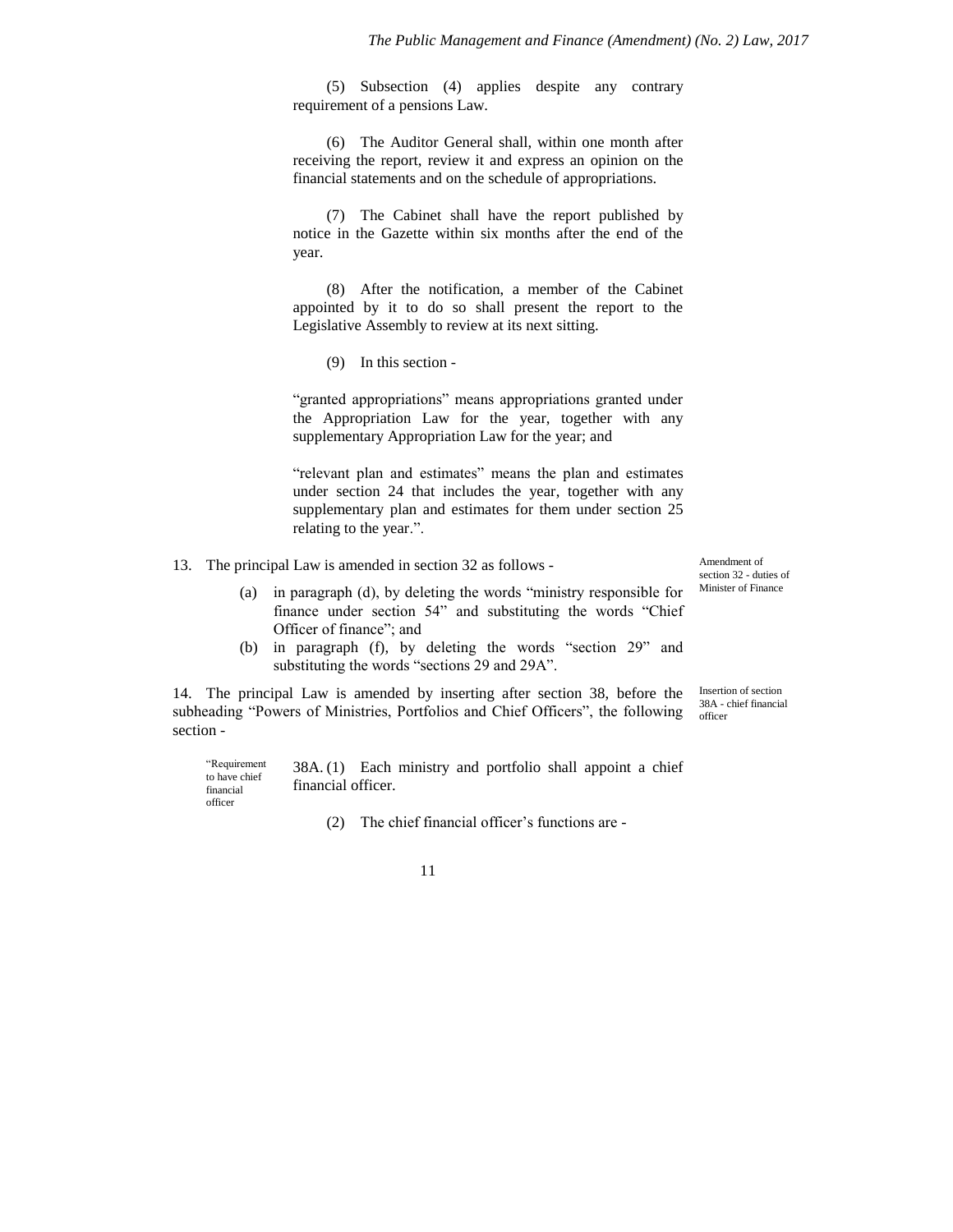(5) Subsection (4) applies despite any contrary requirement of a pensions Law.

(6) The Auditor General shall, within one month after receiving the report, review it and express an opinion on the financial statements and on the schedule of appropriations.

(7) The Cabinet shall have the report published by notice in the Gazette within six months after the end of the year.

(8) After the notification, a member of the Cabinet appointed by it to do so shall present the report to the Legislative Assembly to review at its next sitting.

(9) In this section -

"granted appropriations" means appropriations granted under the Appropriation Law for the year, together with any supplementary Appropriation Law for the year; and

"relevant plan and estimates" means the plan and estimates under section 24 that includes the year, together with any supplementary plan and estimates for them under section 25 relating to the year.".

*Amendment of section 32 - duties of Minister of Finance*

13. The principal Law is amended in section 32 as follows -

(a) in paragraph (d), by deleting the words "ministry responsible for finance under section 54" and substituting the words "Chief Officer of finance"; and

(b) in paragraph (f), by deleting the words "section 29" and substituting the words "sections 29 and 29A".

*Insertion of section 38A - chief financial officer*

14. The principal Law is amended by inserting after section 38, before the subheading "Powers of Ministries, Portfolios and Chief Officers", the following section -

*"Requirement to have chief financial officer*

38A. (1) Each ministry and portfolio shall appoint a chief financial officer.

(2) The chief financial officer's functions are -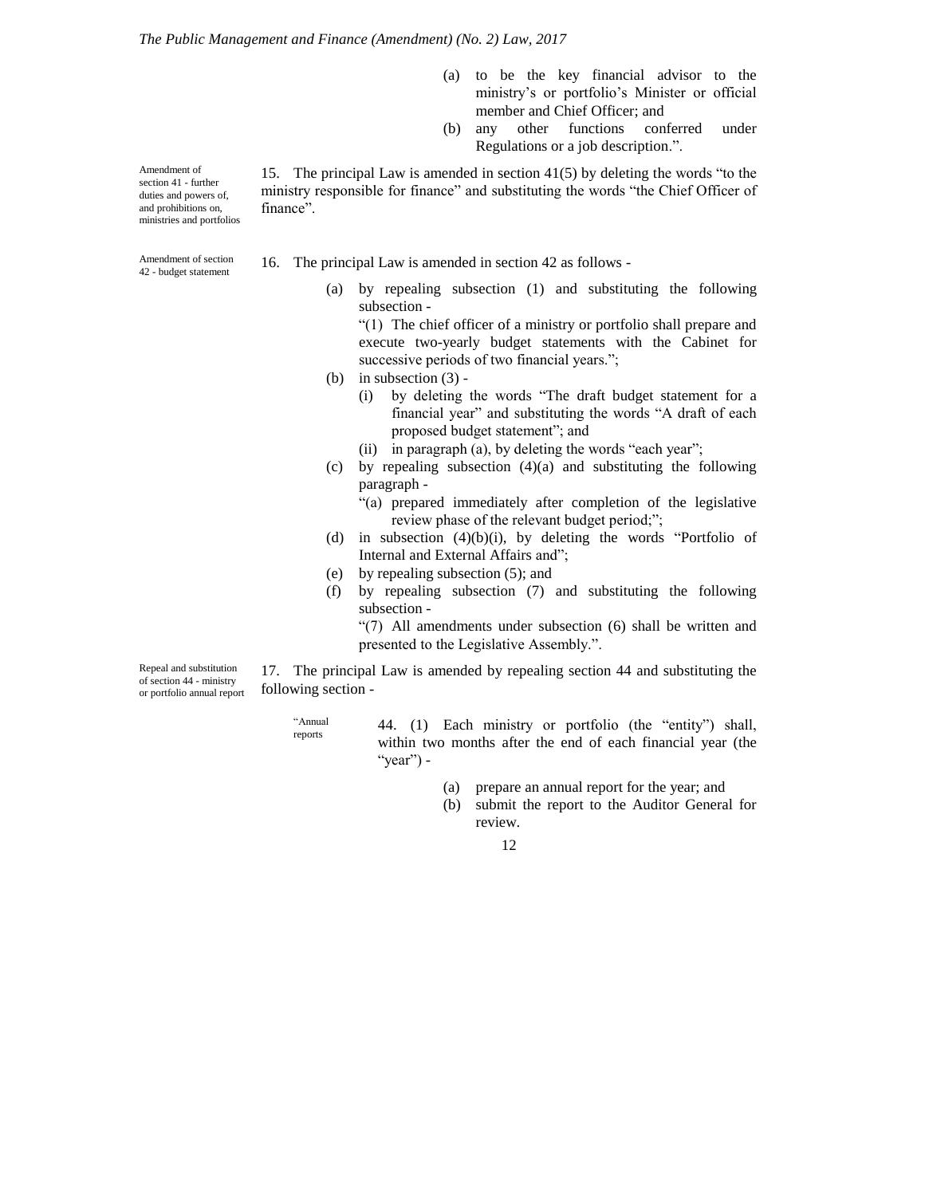(a) to be the key financial advisor to the ministry's or portfolio's Minister or official member and Chief Officer; and

(b) any other functions conferred under Regulations or a job description.".

Amendment of section 41 - further duties and powers of, and prohibitions on, ministries and portfolios

15. The principal Law is amended in section 41(5) by deleting the words "to the ministry responsible for finance" and substituting the words "the Chief Officer of finance".

Amendment of section 42 - budget statement

16. The principal Law is amended in section 42 as follows -

(a) by repealing subsection (1) and substituting the following subsection -

"(1) The chief officer of a ministry or portfolio shall prepare and execute two-yearly budget statements with the Cabinet for successive periods of two financial years.";

(b) in subsection (3) -

(i) by deleting the words "The draft budget statement for a financial year" and substituting the words "A draft of each proposed budget statement"; and

(ii) in paragraph (a), by deleting the words "each year";

(c) by repealing subsection (4)(a) and substituting the following paragraph -

"(a) prepared immediately after completion of the legislative review phase of the relevant budget period;";

(d) in subsection (4)(b)(i), by deleting the words "Portfolio of Internal and External Affairs and";

(e) by repealing subsection (5); and

(f) by repealing subsection (7) and substituting the following subsection -

"(7) All amendments under subsection (6) shall be written and presented to the Legislative Assembly.".

Repeal and substitution of section 44 - ministry or portfolio annual report

17. The principal Law is amended by repealing section 44 and substituting the following section -

"Annual reports

44. (1) Each ministry or portfolio (the "entity") shall, within two months after the end of each financial year (the "year") -

(a) prepare an annual report for the year; and

(b) submit the report to the Auditor General for review.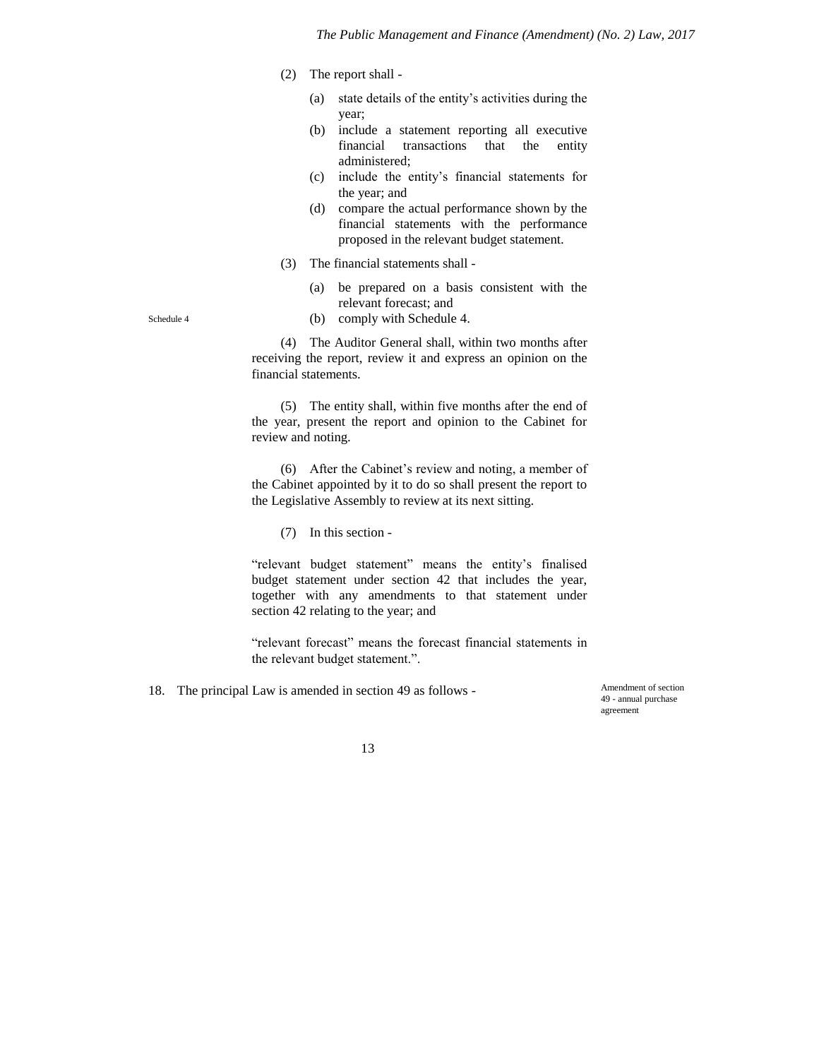(2) The report shall -

(a) state details of the entity's activities during the year;

(b) include a statement reporting all executive financial transactions that the entity administered;

(c) include the entity's financial statements for the year; and

(d) compare the actual performance shown by the financial statements with the performance proposed in the relevant budget statement.

(3) The financial statements shall -

(a) be prepared on a basis consistent with the relevant forecast; and

(b) comply with Schedule 4.

Schedule 4

(4) The Auditor General shall, within two months after receiving the report, review it and express an opinion on the financial statements.

(5) The entity shall, within five months after the end of the year, present the report and opinion to the Cabinet for review and noting.

(6) After the Cabinet's review and noting, a member of the Cabinet appointed by it to do so shall present the report to the Legislative Assembly to review at its next sitting.

(7) In this section -

"relevant budget statement" means the entity's finalised budget statement under section 42 that includes the year, together with any amendments to that statement under section 42 relating to the year; and

"relevant forecast" means the forecast financial statements in the relevant budget statement.".

18. The principal Law is amended in section 49 as follows -

Amendment of section 49 - annual purchase agreement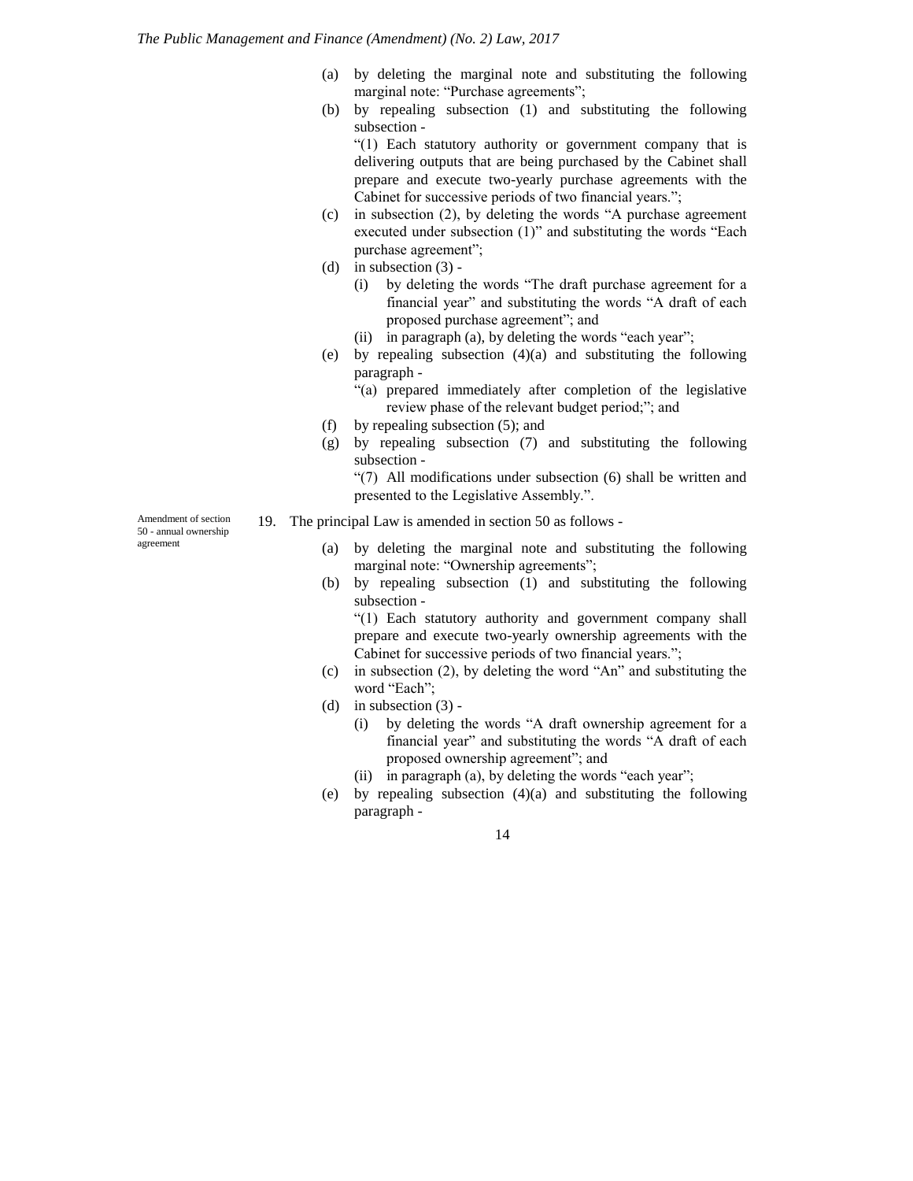(a) by deleting the marginal note and substituting the following marginal note: “Purchase agreements”;

(b) by repealing subsection (1) and substituting the following subsection -

“(1) Each statutory authority or government company that is delivering outputs that are being purchased by the Cabinet shall prepare and execute two-yearly purchase agreements with the Cabinet for successive periods of two financial years.”;

(c) in subsection (2), by deleting the words “A purchase agreement executed under subsection (1)” and substituting the words “Each purchase agreement”;

(d) in subsection (3) -

(i) by deleting the words “The draft purchase agreement for a financial year” and substituting the words “A draft of each proposed purchase agreement”; and

(ii) in paragraph (a), by deleting the words “each year”;

(e) by repealing subsection (4)(a) and substituting the following paragraph -

“(a) prepared immediately after completion of the legislative review phase of the relevant budget period;”; and

(f) by repealing subsection (5); and

(g) by repealing subsection (7) and substituting the following subsection -

“(7) All modifications under subsection (6) shall be written and presented to the Legislative Assembly.”.

*Amendment of section 50 - annual ownership agreement*

19. The principal Law is amended in section 50 as follows -

(a) by deleting the marginal note and substituting the following marginal note: “Ownership agreements”;

(b) by repealing subsection (1) and substituting the following subsection -

“(1) Each statutory authority and government company shall prepare and execute two-yearly ownership agreements with the Cabinet for successive periods of two financial years.”;

(c) in subsection (2), by deleting the word “An” and substituting the word “Each”;

(d) in subsection (3) -

(i) by deleting the words “A draft ownership agreement for a financial year” and substituting the words “A draft of each proposed ownership agreement”; and

(ii) in paragraph (a), by deleting the words “each year”;

(e) by repealing subsection (4)(a) and substituting the following paragraph -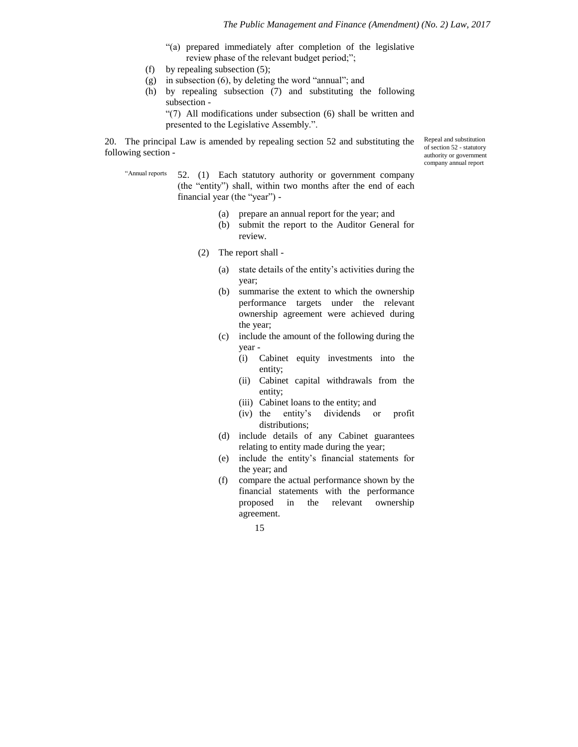"(a) prepared immediately after completion of the legislative review phase of the relevant budget period;";

(f) by repealing subsection (5);

(g) in subsection (6), by deleting the word "annual"; and

(h) by repealing subsection (7) and substituting the following subsection -

"(7) All modifications under subsection (6) shall be written and presented to the Legislative Assembly.".

Repeal and substitution of section 52 - statutory authority or government company annual report

20. The principal Law is amended by repealing section 52 and substituting the following section -

"Annual reports

52. (1) Each statutory authority or government company (the "entity") shall, within two months after the end of each financial year (the "year") -

(a) prepare an annual report for the year; and

(b) submit the report to the Auditor General for review.

(2) The report shall -

(a) state details of the entity's activities during the year;

(b) summarise the extent to which the ownership performance targets under the relevant ownership agreement were achieved during the year;

(c) include the amount of the following during the year -

(i) Cabinet equity investments into the entity;

(ii) Cabinet capital withdrawals from the entity;

(iii) Cabinet loans to the entity; and

(iv) the entity's dividends or profit distributions;

(d) include details of any Cabinet guarantees relating to entity made during the year;

(e) include the entity's financial statements for the year; and

(f) compare the actual performance shown by the financial statements with the performance proposed in the relevant ownership agreement.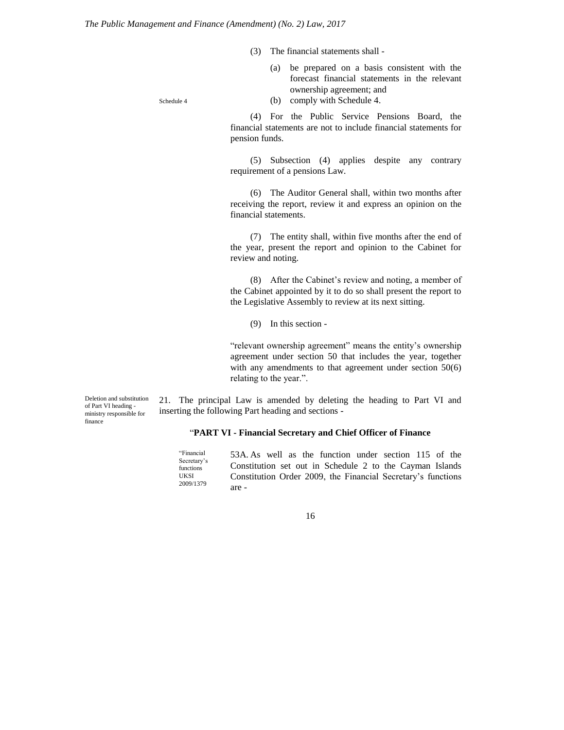(3) The financial statements shall -

(a) be prepared on a basis consistent with the forecast financial statements in the relevant ownership agreement; and

Schedule 4

(b) comply with Schedule 4.

(4) For the Public Service Pensions Board, the financial statements are not to include financial statements for pension funds.

(5) Subsection (4) applies despite any contrary requirement of a pensions Law.

(6) The Auditor General shall, within two months after receiving the report, review it and express an opinion on the financial statements.

(7) The entity shall, within five months after the end of the year, present the report and opinion to the Cabinet for review and noting.

(8) After the Cabinet's review and noting, a member of the Cabinet appointed by it to do so shall present the report to the Legislative Assembly to review at its next sitting.

(9) In this section -

"relevant ownership agreement" means the entity's ownership agreement under section 50 that includes the year, together with any amendments to that agreement under section 50(6) relating to the year.".

Deletion and substitution of Part VI heading - ministry responsible for finance

21. The principal Law is amended by deleting the heading to Part VI and inserting the following Part heading and sections -

"**PART VI - Financial Secretary and Chief Officer of Finance**

"Financial Secretary's functions UKSI 2009/1379

53A. As well as the function under section 115 of the Constitution set out in Schedule 2 to the Cayman Islands Constitution Order 2009, the Financial Secretary's functions are -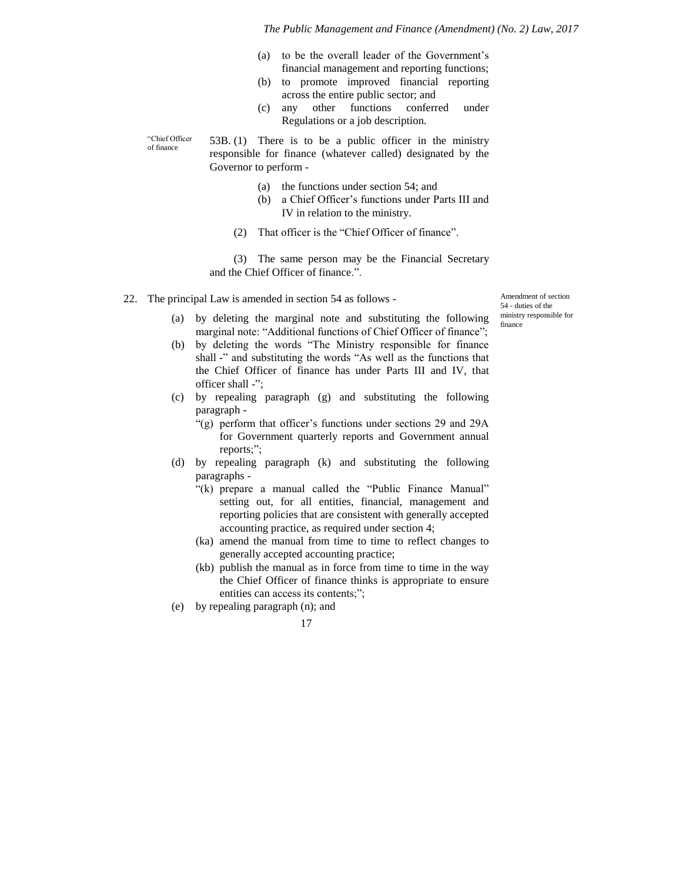(a) to be the overall leader of the Government's financial management and reporting functions;

(b) to promote improved financial reporting across the entire public sector; and

(c) any other functions conferred under Regulations or a job description.

"Chief Officer of finance

53B. (1) There is to be a public officer in the ministry responsible for finance (whatever called) designated by the Governor to perform -

(a) the functions under section 54; and

(b) a Chief Officer's functions under Parts III and IV in relation to the ministry.

(2) That officer is the "Chief Officer of finance".

(3) The same person may be the Financial Secretary and the Chief Officer of finance.".

Amendment of section 54 - duties of the ministry responsible for finance

22. The principal Law is amended in section 54 as follows -

(a) by deleting the marginal note and substituting the following marginal note: "Additional functions of Chief Officer of finance";

(b) by deleting the words "The Ministry responsible for finance shall -" and substituting the words "As well as the functions that the Chief Officer of finance has under Parts III and IV, that officer shall -";

(c) by repealing paragraph (g) and substituting the following paragraph -

"(g) perform that officer's functions under sections 29 and 29A for Government quarterly reports and Government annual reports;";

(d) by repealing paragraph (k) and substituting the following paragraphs -

"(k) prepare a manual called the "Public Finance Manual" setting out, for all entities, financial, management and reporting policies that are consistent with generally accepted accounting practice, as required under section 4;

(ka) amend the manual from time to time to reflect changes to generally accepted accounting practice;

(kb) publish the manual as in force from time to time in the way the Chief Officer of finance thinks is appropriate to ensure entities can access its contents;";

(e) by repealing paragraph (n); and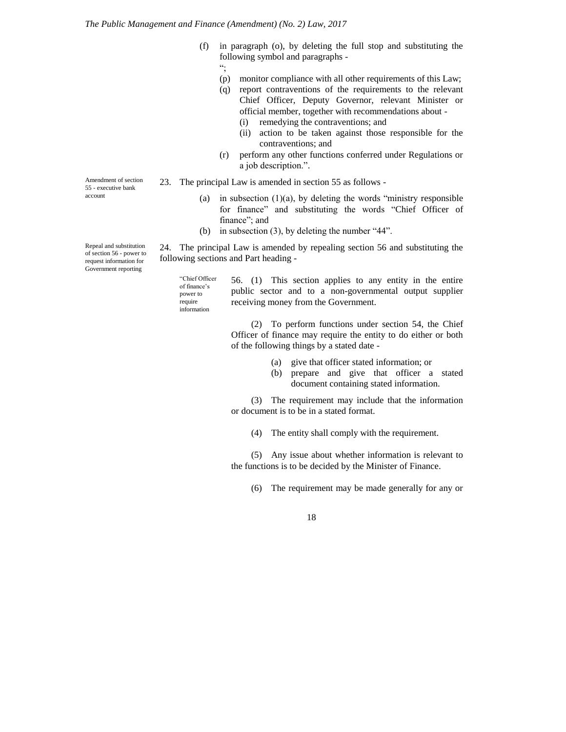(f) in paragraph (o), by deleting the full stop and substituting the following symbol and paragraphs -

";

(p) monitor compliance with all other requirements of this Law;

(q) report contraventions of the requirements to the relevant Chief Officer, Deputy Governor, relevant Minister or official member, together with recommendations about -

(i) remedying the contraventions; and

(ii) action to be taken against those responsible for the contraventions; and

(r) perform any other functions conferred under Regulations or a job description.".

Amendment of section 55 - executive bank account

23. The principal Law is amended in section 55 as follows -

(a) in subsection (1)(a), by deleting the words "ministry responsible for finance" and substituting the words "Chief Officer of finance"; and

(b) in subsection (3), by deleting the number "44".

Repeal and substitution of section 56 - power to request information for Government reporting

24. The principal Law is amended by repealing section 56 and substituting the following sections and Part heading -

"Chief Officer of finance's power to require information

56. (1) This section applies to any entity in the entire public sector and to a non-governmental output supplier receiving money from the Government.

(2) To perform functions under section 54, the Chief Officer of finance may require the entity to do either or both of the following things by a stated date -

(a) give that officer stated information; or

(b) prepare and give that officer a stated document containing stated information.

(3) The requirement may include that the information or document is to be in a stated format.

(4) The entity shall comply with the requirement.

(5) Any issue about whether information is relevant to the functions is to be decided by the Minister of Finance.

(6) The requirement may be made generally for any or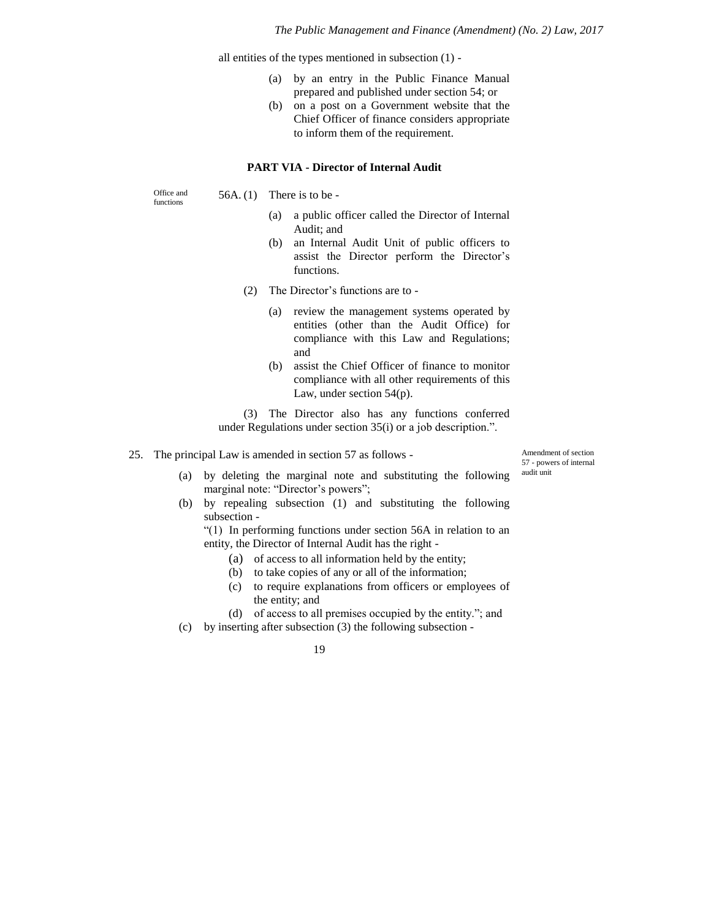all entities of the types mentioned in subsection (1) -

- (a) by an entry in the Public Finance Manual prepared and published under section 54; or
- (b) on a post on a Government website that the Chief Officer of finance considers appropriate to inform them of the requirement.

**PART VIA - Director of Internal Audit**

Office and functions

56A. (1) There is to be -

- (a) a public officer called the Director of Internal Audit; and
- (b) an Internal Audit Unit of public officers to assist the Director perform the Director's functions.

(2) The Director's functions are to -

- (a) review the management systems operated by entities (other than the Audit Office) for compliance with this Law and Regulations; and
- (b) assist the Chief Officer of finance to monitor compliance with all other requirements of this Law, under section 54(p).

(3) The Director also has any functions conferred under Regulations under section 35(i) or a job description.".

Amendment of section 57 - powers of internal audit unit

25. The principal Law is amended in section 57 as follows -

- (a) by deleting the marginal note and substituting the following marginal note: "Director's powers";
- (b) by repealing subsection (1) and substituting the following subsection -

  "(1) In performing functions under section 56A in relation to an entity, the Director of Internal Audit has the right -

  - (a) of access to all information held by the entity;
  - (b) to take copies of any or all of the information;
  - (c) to require explanations from officers or employees of the entity; and
  - (d) of access to all premises occupied by the entity."; and
- (c) by inserting after subsection (3) the following subsection -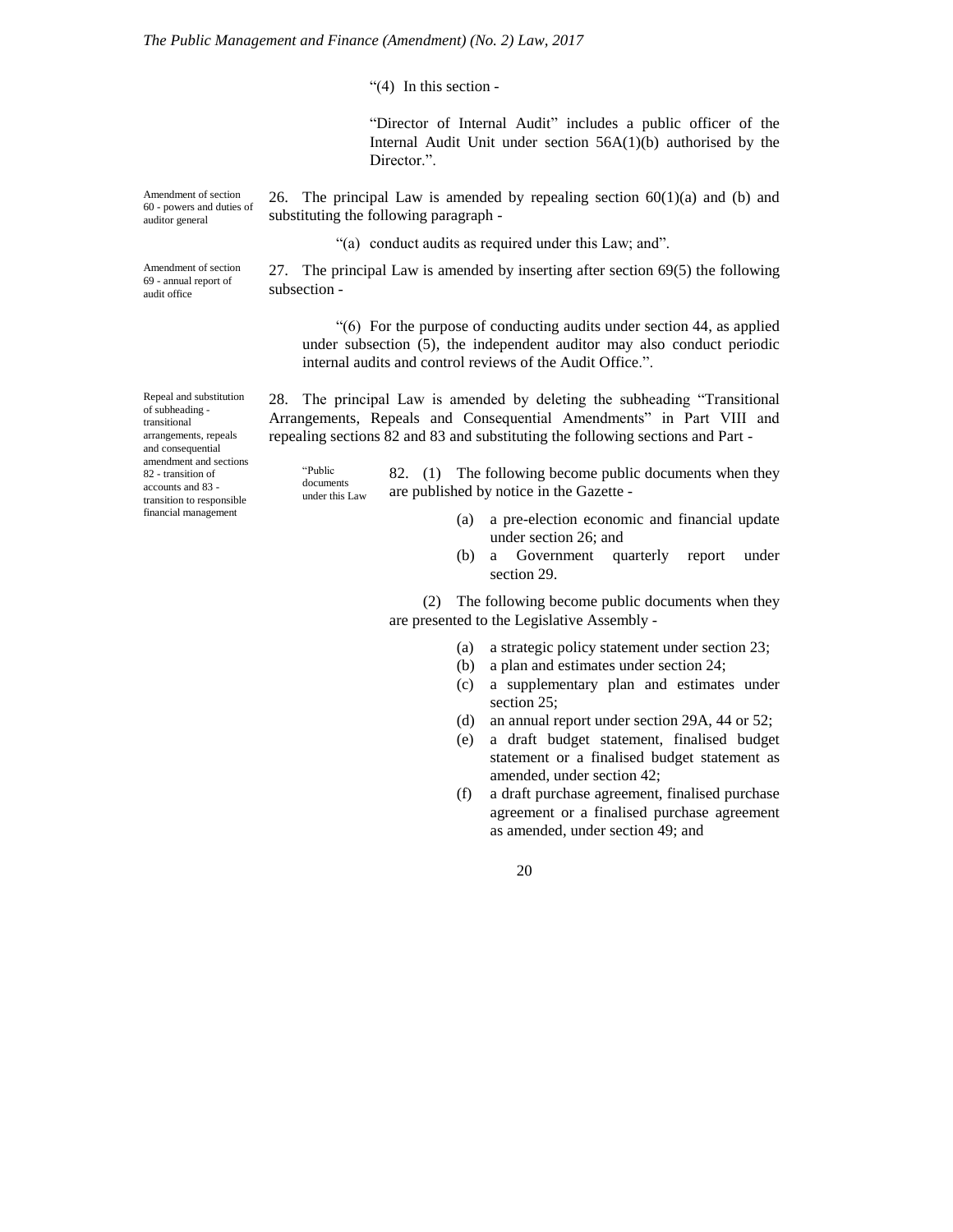"(4) In this section -

"Director of Internal Audit" includes a public officer of the Internal Audit Unit under section 56A(1)(b) authorised by the Director.".

Amendment of section 60 - powers and duties of auditor general

26. The principal Law is amended by repealing section 60(1)(a) and (b) and substituting the following paragraph -

"(a) conduct audits as required under this Law; and".

Amendment of section 69 - annual report of audit office

27. The principal Law is amended by inserting after section 69(5) the following subsection -

"(6) For the purpose of conducting audits under section 44, as applied under subsection (5), the independent auditor may also conduct periodic internal audits and control reviews of the Audit Office.".

Repeal and substitution of subheading - transitional arrangements, repeals and consequential amendment and sections 82 - transition of accounts and 83 - transition to responsible financial management

28. The principal Law is amended by deleting the subheading "Transitional Arrangements, Repeals and Consequential Amendments" in Part VIII and repealing sections 82 and 83 and substituting the following sections and Part -

"Public documents under this Law

82. (1) The following become public documents when they are published by notice in the Gazette -

(a) a pre-election economic and financial update under section 26; and
(b) a Government quarterly report under section 29.

(2) The following become public documents when they are presented to the Legislative Assembly -

(a) a strategic policy statement under section 23;
(b) a plan and estimates under section 24;
(c) a supplementary plan and estimates under section 25;
(d) an annual report under section 29A, 44 or 52;
(e) a draft budget statement, finalised budget statement or a finalised budget statement as amended, under section 42;
(f) a draft purchase agreement, finalised purchase agreement or a finalised purchase agreement as amended, under section 49; and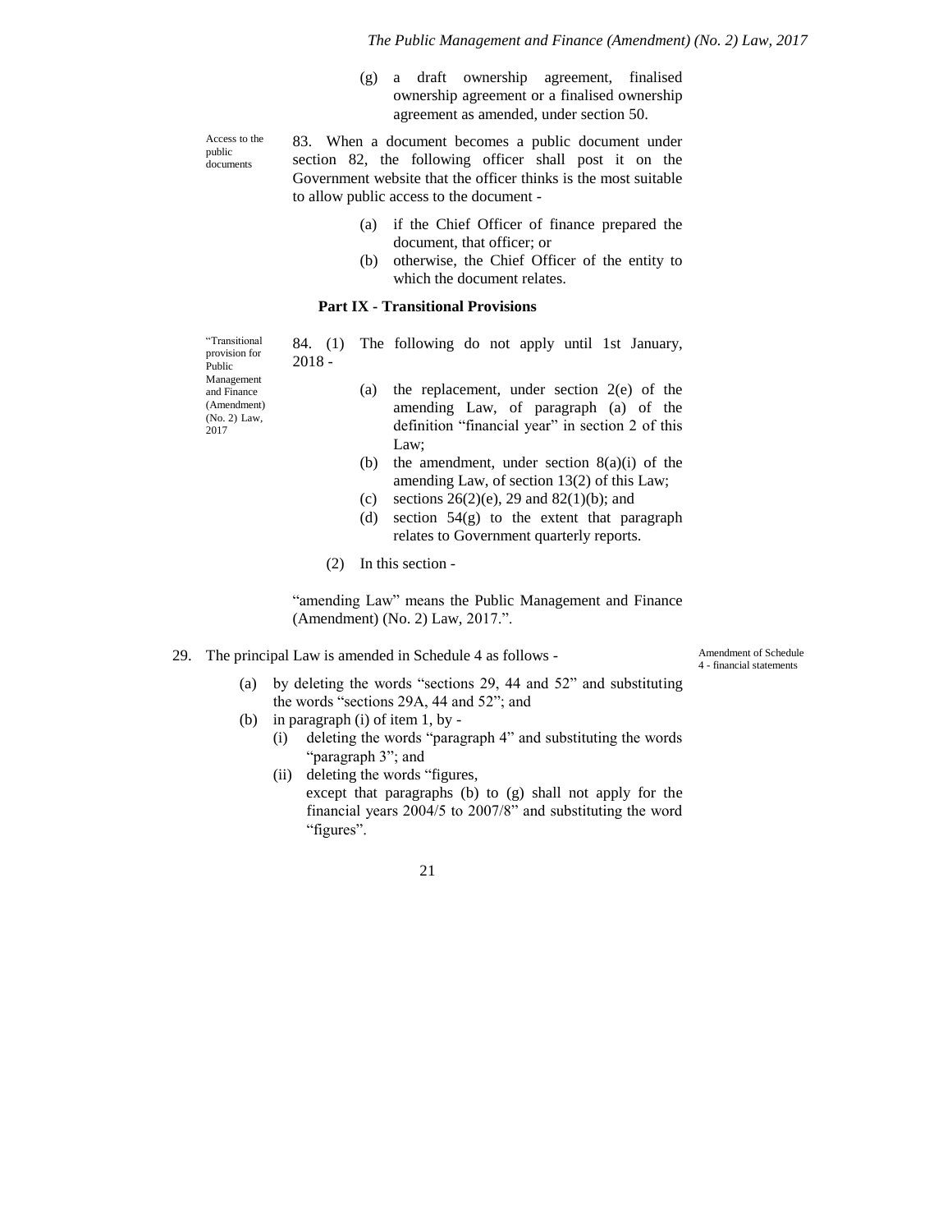(g) a draft ownership agreement, finalised ownership agreement or a finalised ownership agreement as amended, under section 50.

Access to the public documents

83. When a document becomes a public document under section 82, the following officer shall post it on the Government website that the officer thinks is the most suitable to allow public access to the document -

(a) if the Chief Officer of finance prepared the document, that officer; or
(b) otherwise, the Chief Officer of the entity to which the document relates.

**Part IX - Transitional Provisions**

"Transitional provision for Public Management and Finance (Amendment) (No. 2) Law, 2017

84. (1) The following do not apply until 1st January, 2018 -

(a) the replacement, under section 2(e) of the amending Law, of paragraph (a) of the definition "financial year" in section 2 of this Law;
(b) the amendment, under section 8(a)(i) of the amending Law, of section 13(2) of this Law;
(c) sections 26(2)(e), 29 and 82(1)(b); and
(d) section 54(g) to the extent that paragraph relates to Government quarterly reports.

(2) In this section -

"amending Law" means the Public Management and Finance (Amendment) (No. 2) Law, 2017.".

Amendment of Schedule 4 - financial statements

29. The principal Law is amended in Schedule 4 as follows -

(a) by deleting the words "sections 29, 44 and 52" and substituting the words "sections 29A, 44 and 52"; and
(b) in paragraph (i) of item 1, by -
   (i) deleting the words "paragraph 4" and substituting the words "paragraph 3"; and
   (ii) deleting the words "figures,
   except that paragraphs (b) to (g) shall not apply for the financial years 2004/5 to 2007/8" and substituting the word "figures".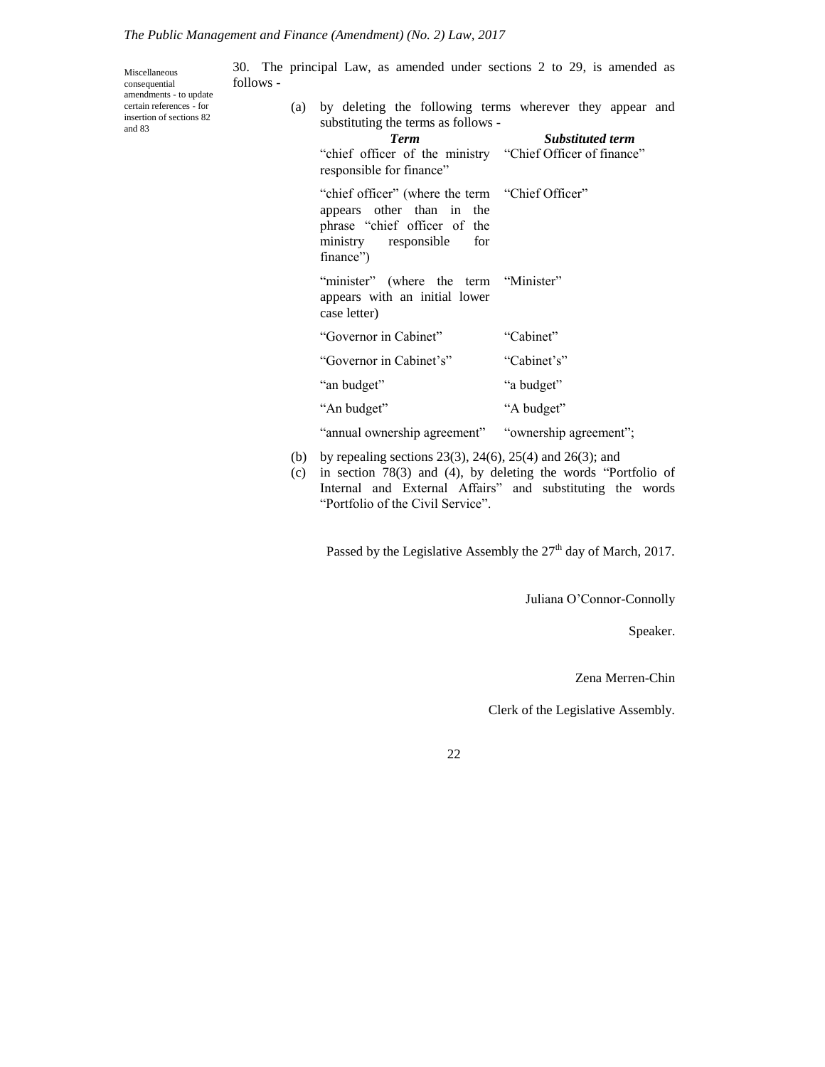Miscellaneous consequential amendments - to update certain references - for insertion of sections 82 and 83

30. The principal Law, as amended under sections 2 to 29, is amended as follows -

(a) by deleting the following terms wherever they appear and substituting the terms as follows -

| ***Term*** | ***Substituted term*** |
|---|---|
| "chief officer of the ministry responsible for finance" | "Chief Officer of finance" |
| "chief officer" (where the term appears other than in the phrase "chief officer of the ministry responsible for finance") | "Chief Officer" |
| "minister" (where the term appears with an initial lower case letter) | "Minister" |
| "Governor in Cabinet" | "Cabinet" |
| "Governor in Cabinet's" | "Cabinet's" |
| "an budget" | "a budget" |
| "An budget" | "A budget" |
| "annual ownership agreement" | "ownership agreement"; |

(b) by repealing sections 23(3), 24(6), 25(4) and 26(3); and

(c) in section 78(3) and (4), by deleting the words "Portfolio of Internal and External Affairs" and substituting the words "Portfolio of the Civil Service".

Passed by the Legislative Assembly the 27th day of March, 2017.

Juliana O'Connor-Connolly

Speaker.

Zena Merren-Chin

Clerk of the Legislative Assembly.